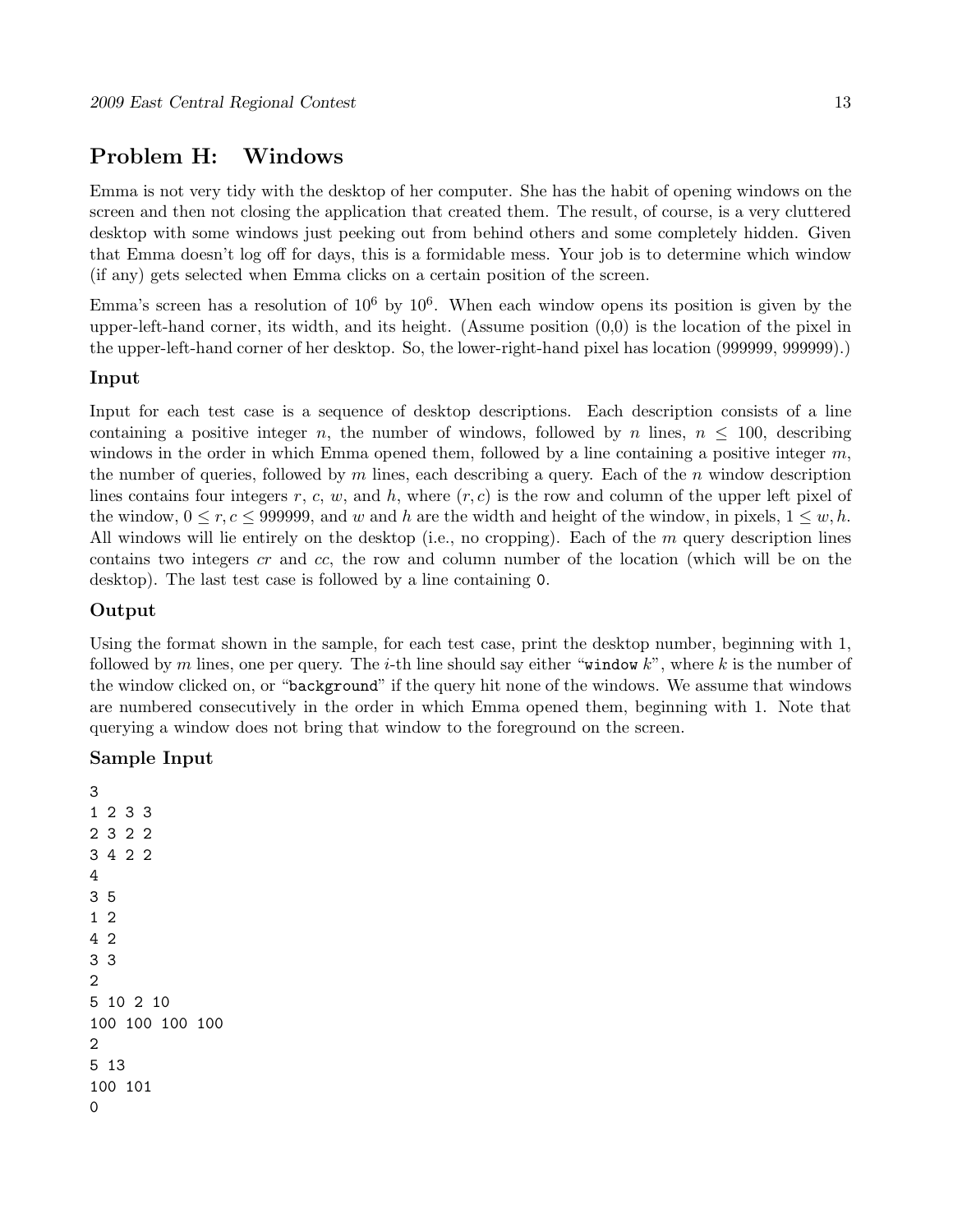## Problem H: Windows

Emma is not very tidy with the desktop of her computer. She has the habit of opening windows on the screen and then not closing the application that created them. The result, of course, is a very cluttered desktop with some windows just peeking out from behind others and some completely hidden. Given that Emma doesn't log off for days, this is a formidable mess. Your job is to determine which window (if any) gets selected when Emma clicks on a certain position of the screen.

Emma's screen has a resolution of $10^6$ by $10^6$. When each window opens its position is given by the upper-left-hand corner, its width, and its height. (Assume position (0,0) is the location of the pixel in the upper-left-hand corner of her desktop. So, the lower-right-hand pixel has location (999999, 999999).)

### Input

Input for each test case is a sequence of desktop descriptions. Each description consists of a line containing a positive integer $n$, the number of windows, followed by $n$ lines, $n \leq 100$, describing windows in the order in which Emma opened them, followed by a line containing a positive integer $m$, the number of queries, followed by $m$ lines, each describing a query. Each of the $n$ window description lines contains four integers $r$, $c$, $w$, and $h$, where $(r, c)$ is the row and column of the upper left pixel of the window, $0 \leq r, c \leq 999999$, and $w$ and $h$ are the width and height of the window, in pixels, $1 \leq w, h$. All windows will lie entirely on the desktop (i.e., no cropping). Each of the $m$ query description lines contains two integers $cr$ and $cc$, the row and column number of the location (which will be on the desktop). The last test case is followed by a line containing `0`.

### Output

Using the format shown in the sample, for each test case, print the desktop number, beginning with 1, followed by $m$ lines, one per query. The $i$-th line should say either "`window` $k$", where $k$ is the number of the window clicked on, or "`background`" if the query hit none of the windows. We assume that windows are numbered consecutively in the order in which Emma opened them, beginning with 1. Note that querying a window does not bring that window to the foreground on the screen.

### Sample Input

```
3
1 2 3 3
2 3 2 2
3 4 2 2
4
3 5
1 2
4 2
3 3
2
5 10 2 10
100 100 100 100
2
5 13
100 101
0
```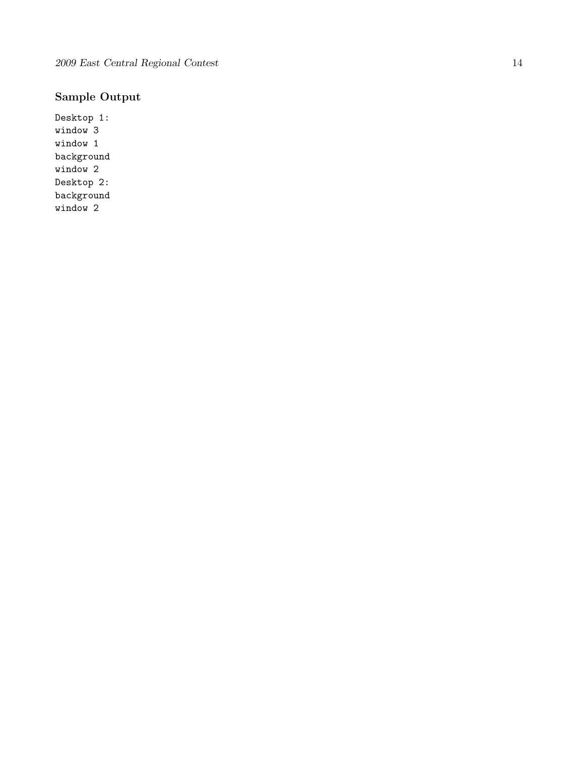## Sample Output

```
Desktop 1:
window 3
window 1
background
window 2
Desktop 2:
background
window 2
```